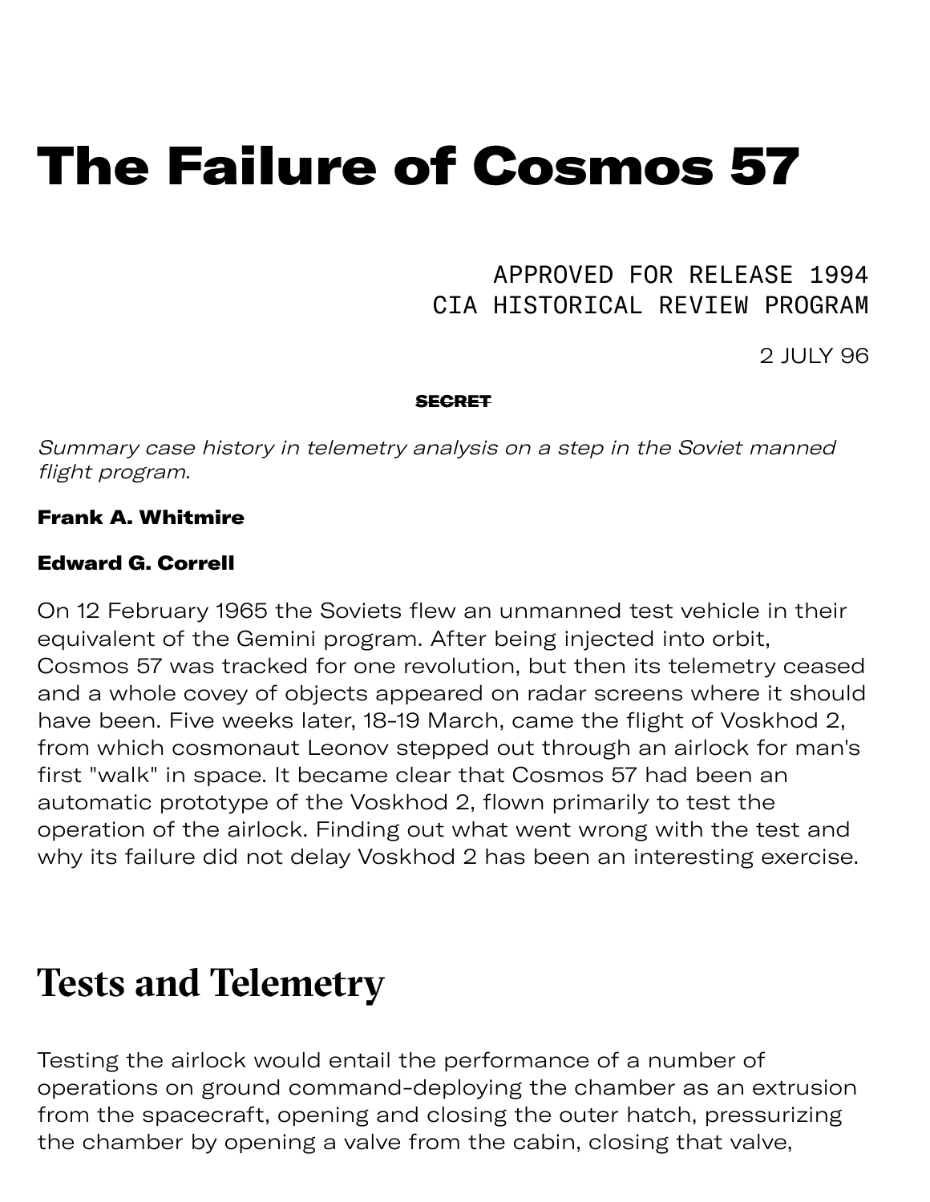# The Failure of Cosmos 57

APPROVED FOR RELEASE 1994
CIA HISTORICAL REVIEW PROGRAM

2 JULY 96

~~SECRET~~

*Summary case history in telemetry analysis on a step in the Soviet manned flight program.*

**Frank A. Whitmire**

**Edward G. Correll**

On 12 February 1965 the Soviets flew an unmanned test vehicle in their equivalent of the Gemini program. After being injected into orbit, Cosmos 57 was tracked for one revolution, but then its telemetry ceased and a whole covey of objects appeared on radar screens where it should have been. Five weeks later, 18-19 March, came the flight of Voskhod 2, from which cosmonaut Leonov stepped out through an airlock for man's first "walk" in space. It became clear that Cosmos 57 had been an automatic prototype of the Voskhod 2, flown primarily to test the operation of the airlock. Finding out what went wrong with the test and why its failure did not delay Voskhod 2 has been an interesting exercise.

## Tests and Telemetry

Testing the airlock would entail the performance of a number of operations on ground command-deploying the chamber as an extrusion from the spacecraft, opening and closing the outer hatch, pressurizing the chamber by opening a valve from the cabin, closing that valve,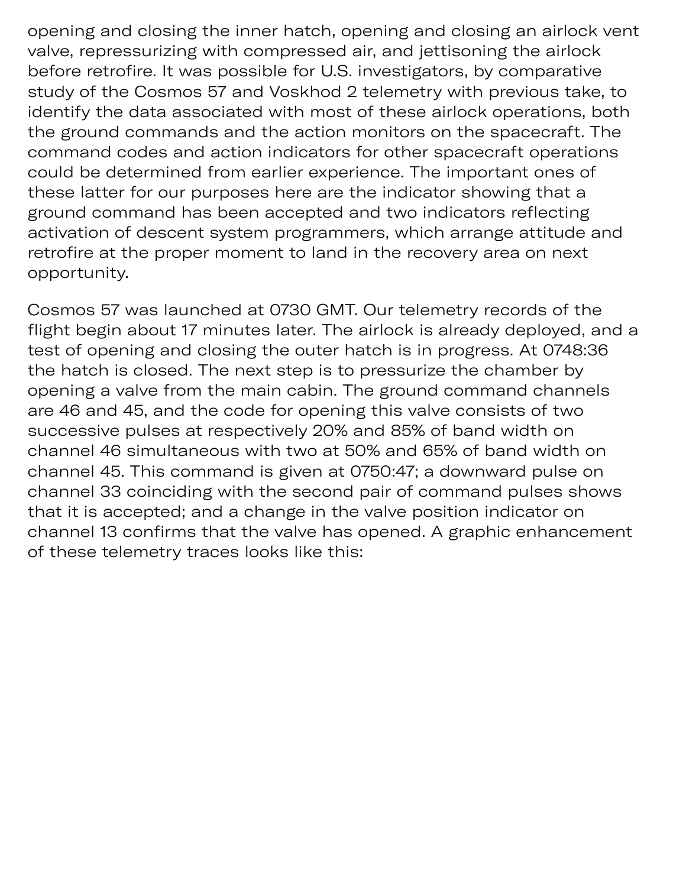opening and closing the inner hatch, opening and closing an airlock vent valve, repressurizing with compressed air, and jettisoning the airlock before retrofire. It was possible for U.S. investigators, by comparative study of the Cosmos 57 and Voskhod 2 telemetry with previous take, to identify the data associated with most of these airlock operations, both the ground commands and the action monitors on the spacecraft. The command codes and action indicators for other spacecraft operations could be determined from earlier experience. The important ones of these latter for our purposes here are the indicator showing that a ground command has been accepted and two indicators reflecting activation of descent system programmers, which arrange attitude and retrofire at the proper moment to land in the recovery area on next opportunity.

Cosmos 57 was launched at 0730 GMT. Our telemetry records of the flight begin about 17 minutes later. The airlock is already deployed, and a test of opening and closing the outer hatch is in progress. At 0748:36 the hatch is closed. The next step is to pressurize the chamber by opening a valve from the main cabin. The ground command channels are 46 and 45, and the code for opening this valve consists of two successive pulses at respectively 20% and 85% of band width on channel 46 simultaneous with two at 50% and 65% of band width on channel 45. This command is given at 0750:47; a downward pulse on channel 33 coinciding with the second pair of command pulses shows that it is accepted; and a change in the valve position indicator on channel 13 confirms that the valve has opened. A graphic enhancement of these telemetry traces looks like this: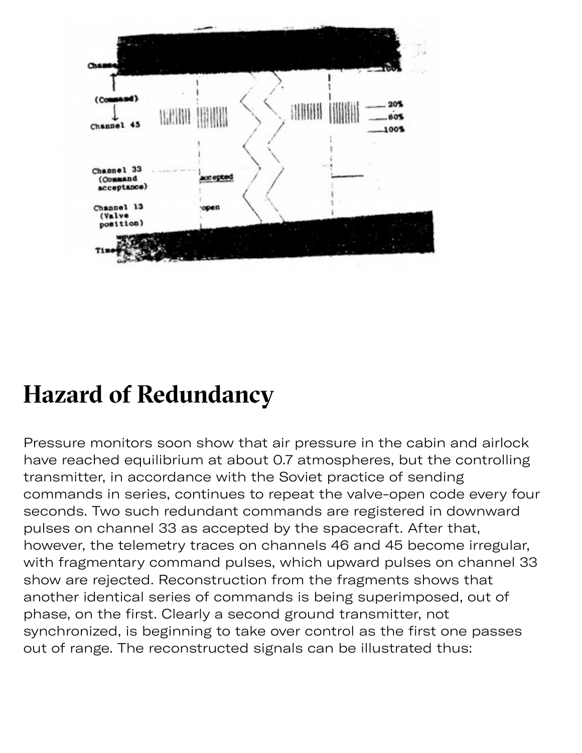## Hazard of Redundancy

Pressure monitors soon show that air pressure in the cabin and airlock have reached equilibrium at about 0.7 atmospheres, but the controlling transmitter, in accordance with the Soviet practice of sending commands in series, continues to repeat the valve-open code every four seconds. Two such redundant commands are registered in downward pulses on channel 33 as accepted by the spacecraft. After that, however, the telemetry traces on channels 46 and 45 become irregular, with fragmentary command pulses, which upward pulses on channel 33 show are rejected. Reconstruction from the fragments shows that another identical series of commands is being superimposed, out of phase, on the first. Clearly a second ground transmitter, not synchronized, is beginning to take over control as the first one passes out of range. The reconstructed signals can be illustrated thus: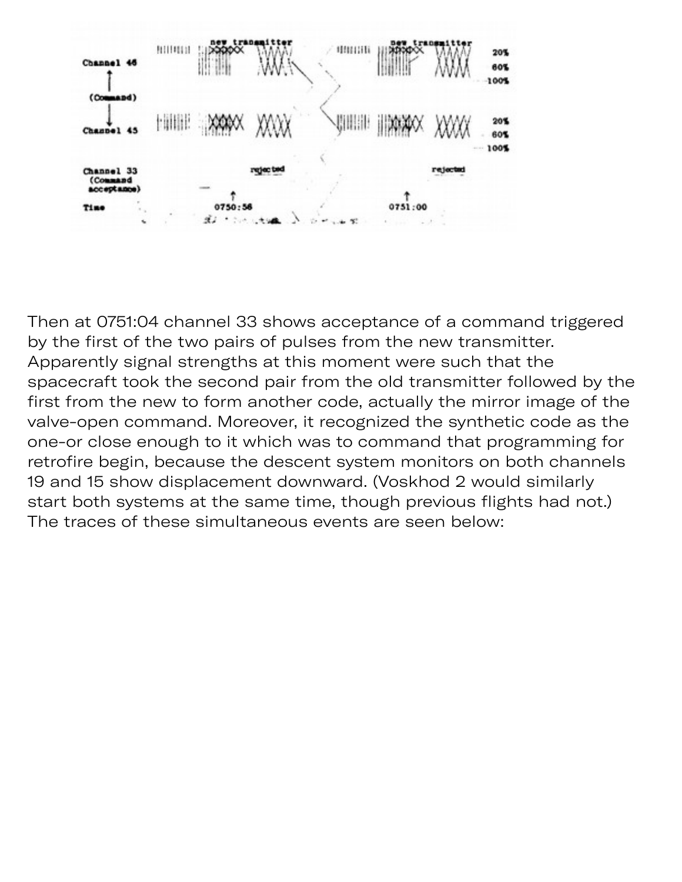Then at 0751:04 channel 33 shows acceptance of a command triggered by the first of the two pairs of pulses from the new transmitter. Apparently signal strengths at this moment were such that the spacecraft took the second pair from the old transmitter followed by the first from the new to form another code, actually the mirror image of the valve-open command. Moreover, it recognized the synthetic code as the one-or close enough to it which was to command that programming for retrofire begin, because the descent system monitors on both channels 19 and 15 show displacement downward. (Voskhod 2 would similarly start both systems at the same time, though previous flights had not.) The traces of these simultaneous events are seen below: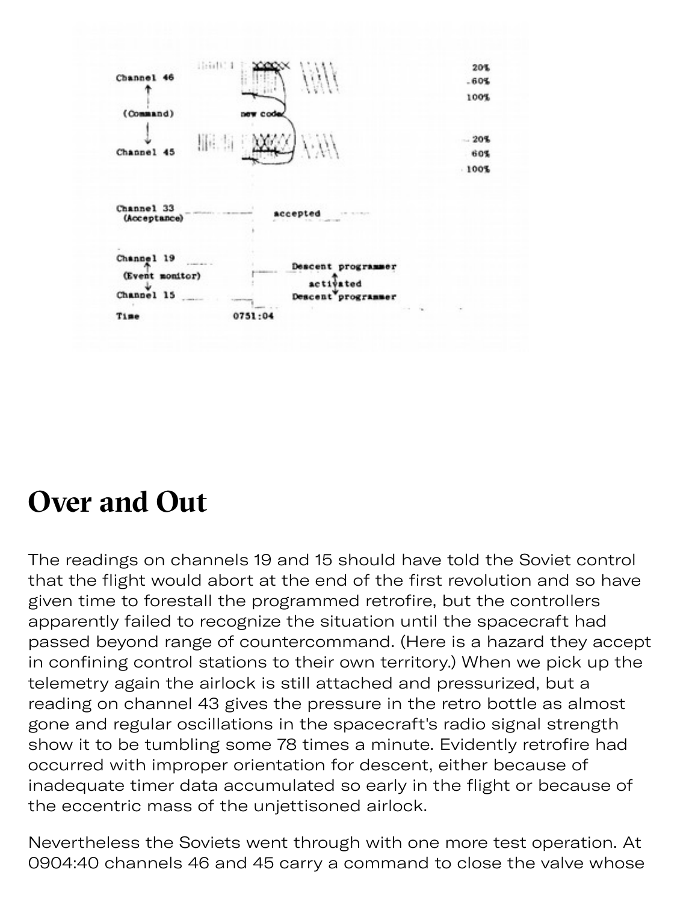Channel 46

(Command)

Channel 45

new code

20%
60%
100%

20%
60%
100%

Channel 33 (Acceptance)

accepted

Channel 19

(Event monitor)

Channel 15

Descent programmer activated Descent programmer

Time 0751:04

## Over and Out

The readings on channels 19 and 15 should have told the Soviet control that the flight would abort at the end of the first revolution and so have given time to forestall the programmed retrofire, but the controllers apparently failed to recognize the situation until the spacecraft had passed beyond range of countercommand. (Here is a hazard they accept in confining control stations to their own territory.) When we pick up the telemetry again the airlock is still attached and pressurized, but a reading on channel 43 gives the pressure in the retro bottle as almost gone and regular oscillations in the spacecraft's radio signal strength show it to be tumbling some 78 times a minute. Evidently retrofire had occurred with improper orientation for descent, either because of inadequate timer data accumulated so early in the flight or because of the eccentric mass of the unjettisoned airlock.

Nevertheless the Soviets went through with one more test operation. At 0904:40 channels 46 and 45 carry a command to close the valve whose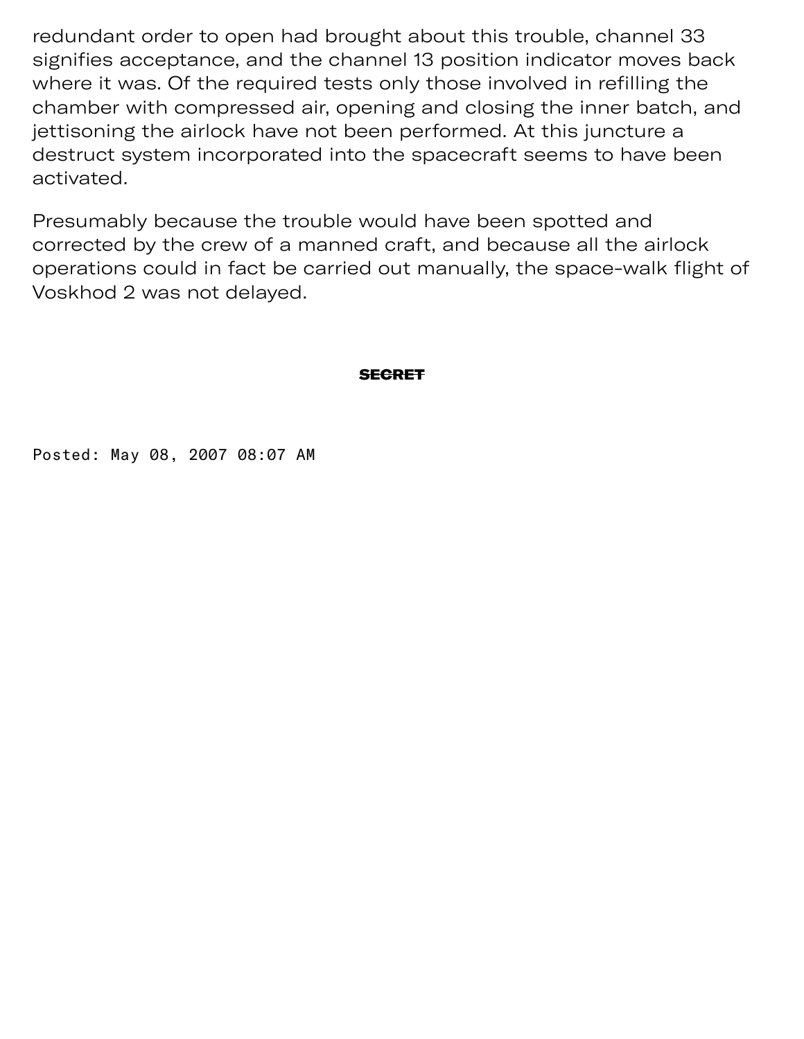redundant order to open had brought about this trouble, channel 33 signifies acceptance, and the channel 13 position indicator moves back where it was. Of the required tests only those involved in refilling the chamber with compressed air, opening and closing the inner batch, and jettisoning the airlock have not been performed. At this juncture a destruct system incorporated into the spacecraft seems to have been activated.

Presumably because the trouble would have been spotted and corrected by the crew of a manned craft, and because all the airlock operations could in fact be carried out manually, the space-walk flight of Voskhod 2 was not delayed.

~~**SECRET**~~

Posted: May 08, 2007 08:07 AM